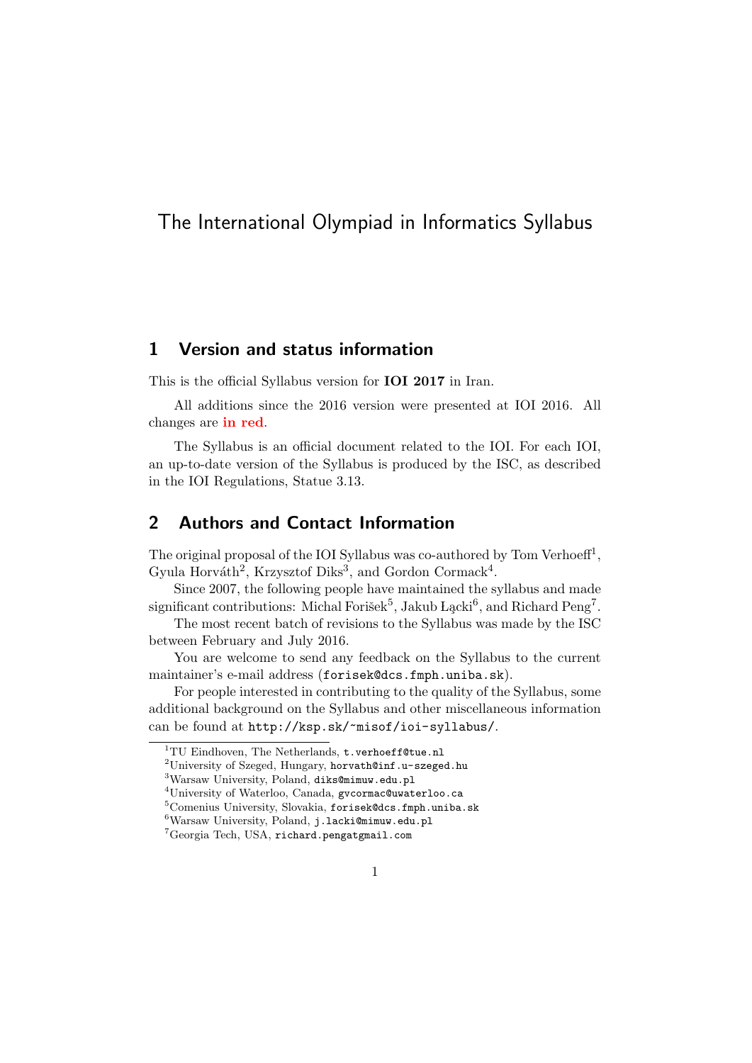# The International Olympiad in Informatics Syllabus

## 1 Version and status information

This is the official Syllabus version for **IOI 2017** in Iran.

All additions since the 2016 version were presented at IOI 2016. All changes are **in red**.

The Syllabus is an official document related to the IOI. For each IOI, an up-to-date version of the Syllabus is produced by the ISC, as described in the IOI Regulations, Statue 3.13.

## 2 Authors and Contact Information

The original proposal of the IOI Syllabus was co-authored by Tom Verhoeff[1], Gyula Horváth[2], Krzysztof Diks[3], and Gordon Cormack[4].

Since 2007, the following people have maintained the syllabus and made significant contributions: Michal Forišek[5], Jakub Łącki[6], and Richard Peng[7].

The most recent batch of revisions to the Syllabus was made by the ISC between February and July 2016.

You are welcome to send any feedback on the Syllabus to the current maintainer's e-mail address (`forisek@dcs.fmph.uniba.sk`).

For people interested in contributing to the quality of the Syllabus, some additional background on the Syllabus and other miscellaneous information can be found at `http://ksp.sk/~misof/ioi-syllabus/`.

---

[1] TU Eindhoven, The Netherlands, `t.verhoeff@tue.nl`

[2] University of Szeged, Hungary, `horvath@inf.u-szeged.hu`

[3] Warsaw University, Poland, `diks@mimuw.edu.pl`

[4] University of Waterloo, Canada, `gvcormac@uwaterloo.ca`

[5] Comenius University, Slovakia, `forisek@dcs.fmph.uniba.sk`

[6] Warsaw University, Poland, `j.lacki@mimuw.edu.pl`

[7] Georgia Tech, USA, `richard.pengatgmail.com`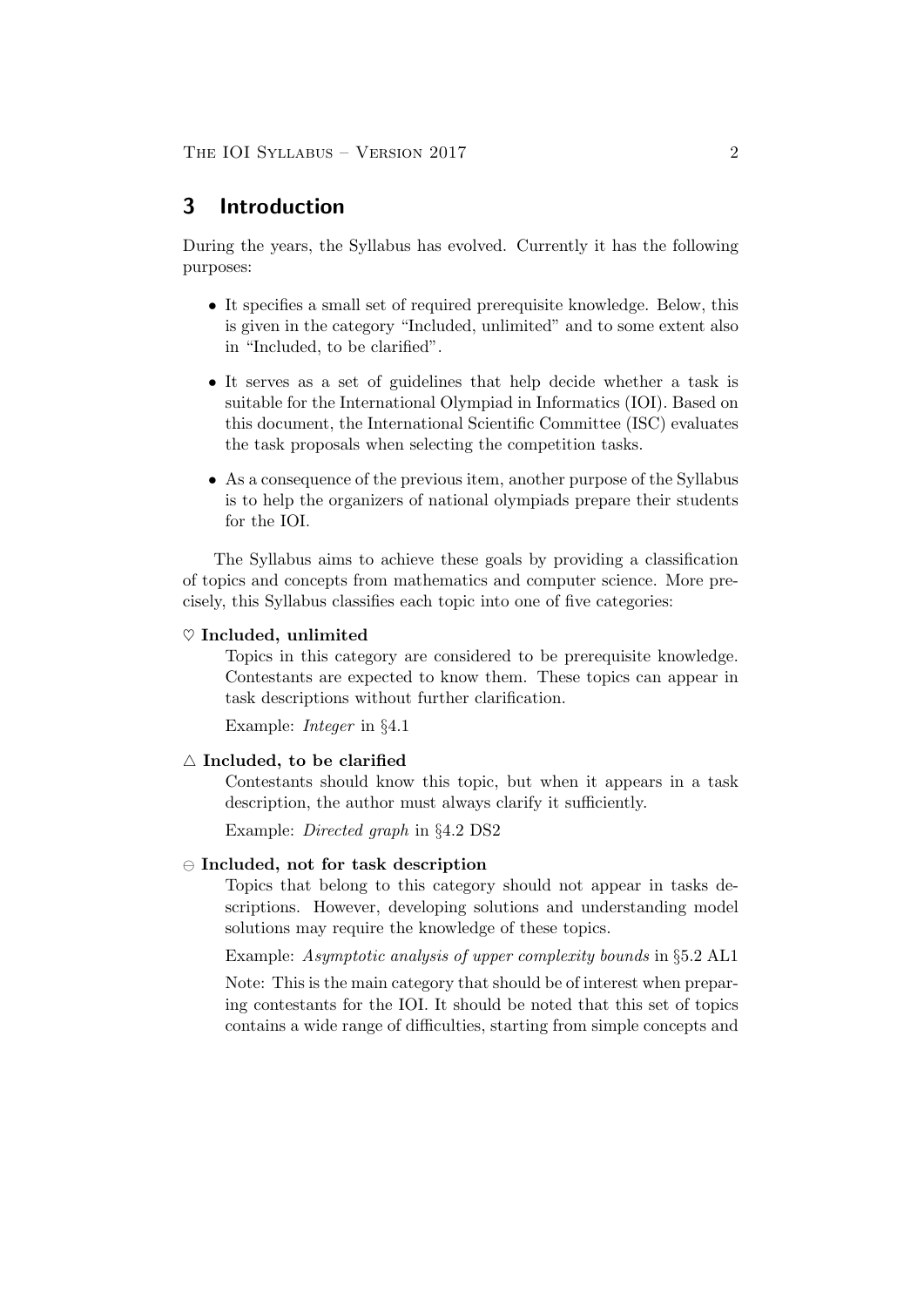## 3 Introduction

During the years, the Syllabus has evolved. Currently it has the following purposes:

- It specifies a small set of required prerequisite knowledge. Below, this is given in the category "Included, unlimited" and to some extent also in "Included, to be clarified".
- It serves as a set of guidelines that help decide whether a task is suitable for the International Olympiad in Informatics (IOI). Based on this document, the International Scientific Committee (ISC) evaluates the task proposals when selecting the competition tasks.
- As a consequence of the previous item, another purpose of the Syllabus is to help the organizers of national olympiads prepare their students for the IOI.

The Syllabus aims to achieve these goals by providing a classification of topics and concepts from mathematics and computer science. More precisely, this Syllabus classifies each topic into one of five categories:

♡ **Included, unlimited**

Topics in this category are considered to be prerequisite knowledge. Contestants are expected to know them. These topics can appear in task descriptions without further clarification.

Example: *Integer* in §4.1

△ **Included, to be clarified**

Contestants should know this topic, but when it appears in a task description, the author must always clarify it sufficiently.

Example: *Directed graph* in §4.2 DS2

⊖ **Included, not for task description**

Topics that belong to this category should not appear in tasks descriptions. However, developing solutions and understanding model solutions may require the knowledge of these topics.

Example: *Asymptotic analysis of upper complexity bounds* in §5.2 AL1

Note: This is the main category that should be of interest when preparing contestants for the IOI. It should be noted that this set of topics contains a wide range of difficulties, starting from simple concepts and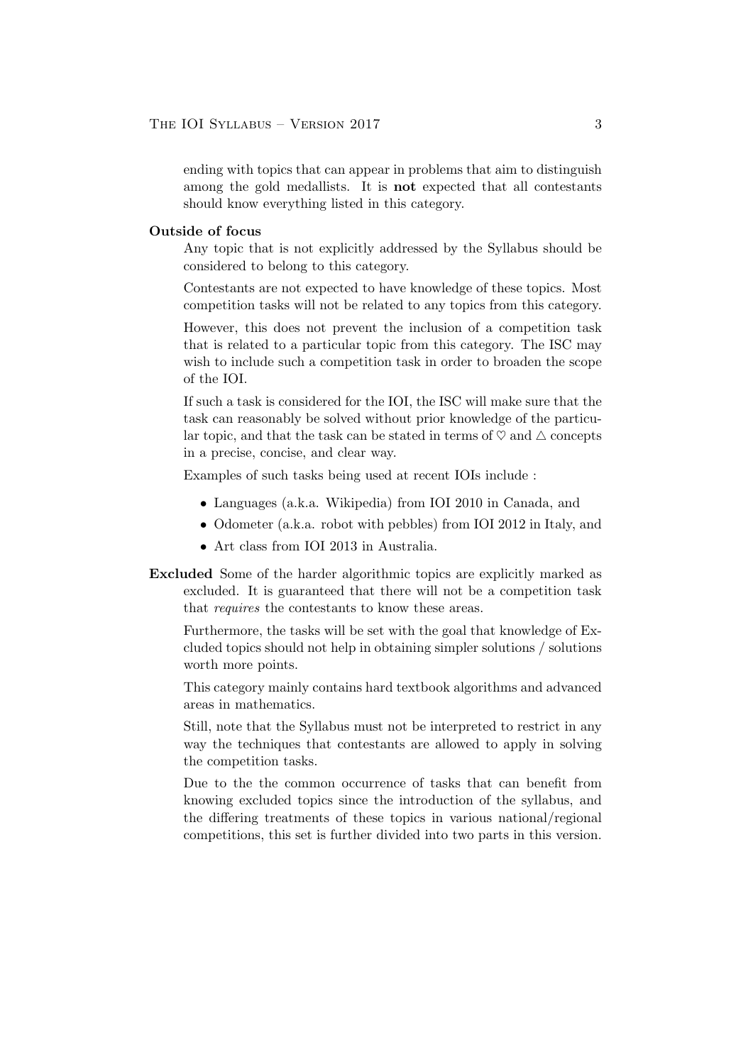ending with topics that can appear in problems that aim to distinguish among the gold medallists. It is **not** expected that all contestants should know everything listed in this category.

**Outside of focus**

Any topic that is not explicitly addressed by the Syllabus should be considered to belong to this category.

Contestants are not expected to have knowledge of these topics. Most competition tasks will not be related to any topics from this category.

However, this does not prevent the inclusion of a competition task that is related to a particular topic from this category. The ISC may wish to include such a competition task in order to broaden the scope of the IOI.

If such a task is considered for the IOI, the ISC will make sure that the task can reasonably be solved without prior knowledge of the particular topic, and that the task can be stated in terms of $\heartsuit$ and $\triangle$ concepts in a precise, concise, and clear way.

Examples of such tasks being used at recent IOIs include :

- Languages (a.k.a. Wikipedia) from IOI 2010 in Canada, and
- Odometer (a.k.a. robot with pebbles) from IOI 2012 in Italy, and
- Art class from IOI 2013 in Australia.

**Excluded** Some of the harder algorithmic topics are explicitly marked as excluded. It is guaranteed that there will not be a competition task that *requires* the contestants to know these areas.

Furthermore, the tasks will be set with the goal that knowledge of Excluded topics should not help in obtaining simpler solutions / solutions worth more points.

This category mainly contains hard textbook algorithms and advanced areas in mathematics.

Still, note that the Syllabus must not be interpreted to restrict in any way the techniques that contestants are allowed to apply in solving the competition tasks.

Due to the the common occurrence of tasks that can benefit from knowing excluded topics since the introduction of the syllabus, and the differing treatments of these topics in various national/regional competitions, this set is further divided into two parts in this version.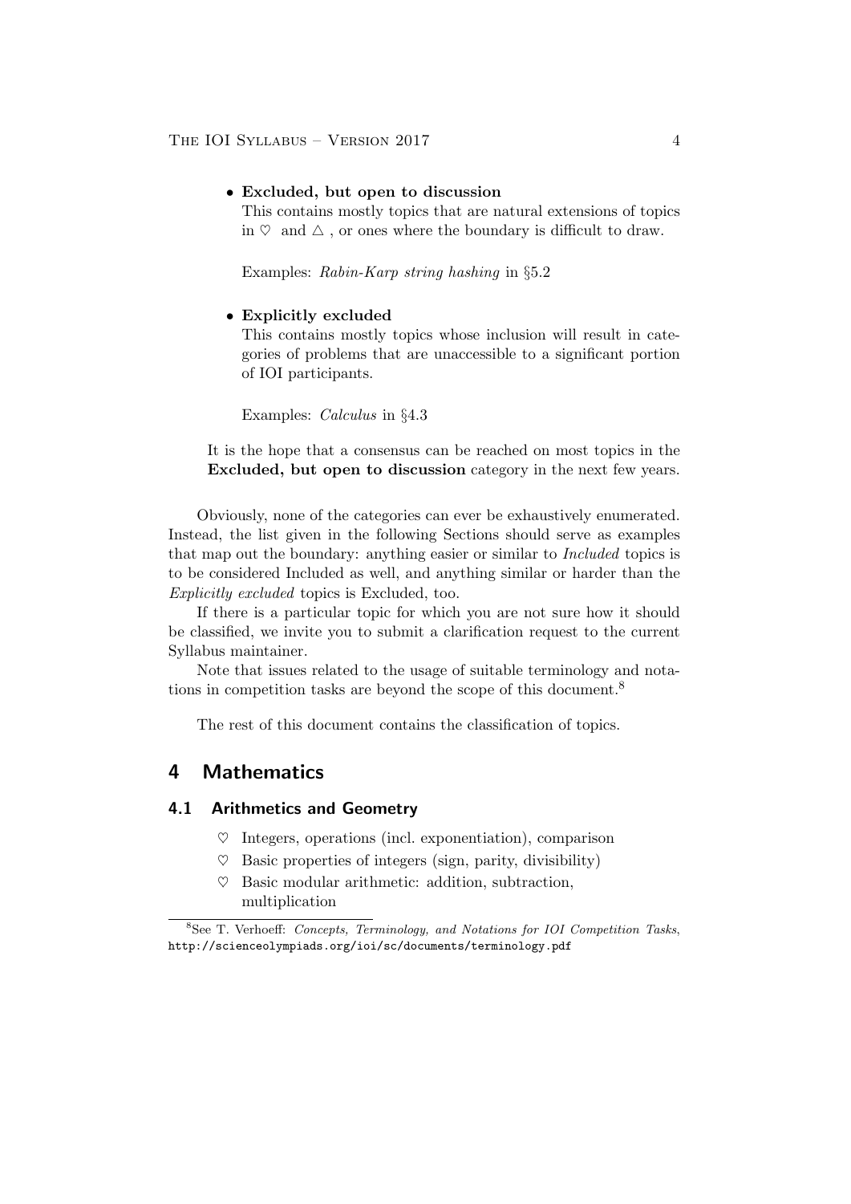- **Excluded, but open to discussion**

  This contains mostly topics that are natural extensions of topics in ♡ and △ , or ones where the boundary is difficult to draw.

  Examples: *Rabin-Karp string hashing* in §5.2

- **Explicitly excluded**

  This contains mostly topics whose inclusion will result in categories of problems that are unaccessible to a significant portion of IOI participants.

  Examples: *Calculus* in §4.3

It is the hope that a consensus can be reached on most topics in the **Excluded, but open to discussion** category in the next few years.

Obviously, none of the categories can ever be exhaustively enumerated. Instead, the list given in the following Sections should serve as examples that map out the boundary: anything easier or similar to *Included* topics is to be considered Included as well, and anything similar or harder than the *Explicitly excluded* topics is Excluded, too.

If there is a particular topic for which you are not sure how it should be classified, we invite you to submit a clarification request to the current Syllabus maintainer.

Note that issues related to the usage of suitable terminology and notations in competition tasks are beyond the scope of this document.[8]

The rest of this document contains the classification of topics.

# 4 Mathematics

## 4.1 Arithmetics and Geometry

- ♡ Integers, operations (incl. exponentiation), comparison
- ♡ Basic properties of integers (sign, parity, divisibility)
- ♡ Basic modular arithmetic: addition, subtraction, multiplication

[8] See T. Verhoeff: *Concepts, Terminology, and Notations for IOI Competition Tasks*, `http://scienceolympiads.org/ioi/sc/documents/terminology.pdf`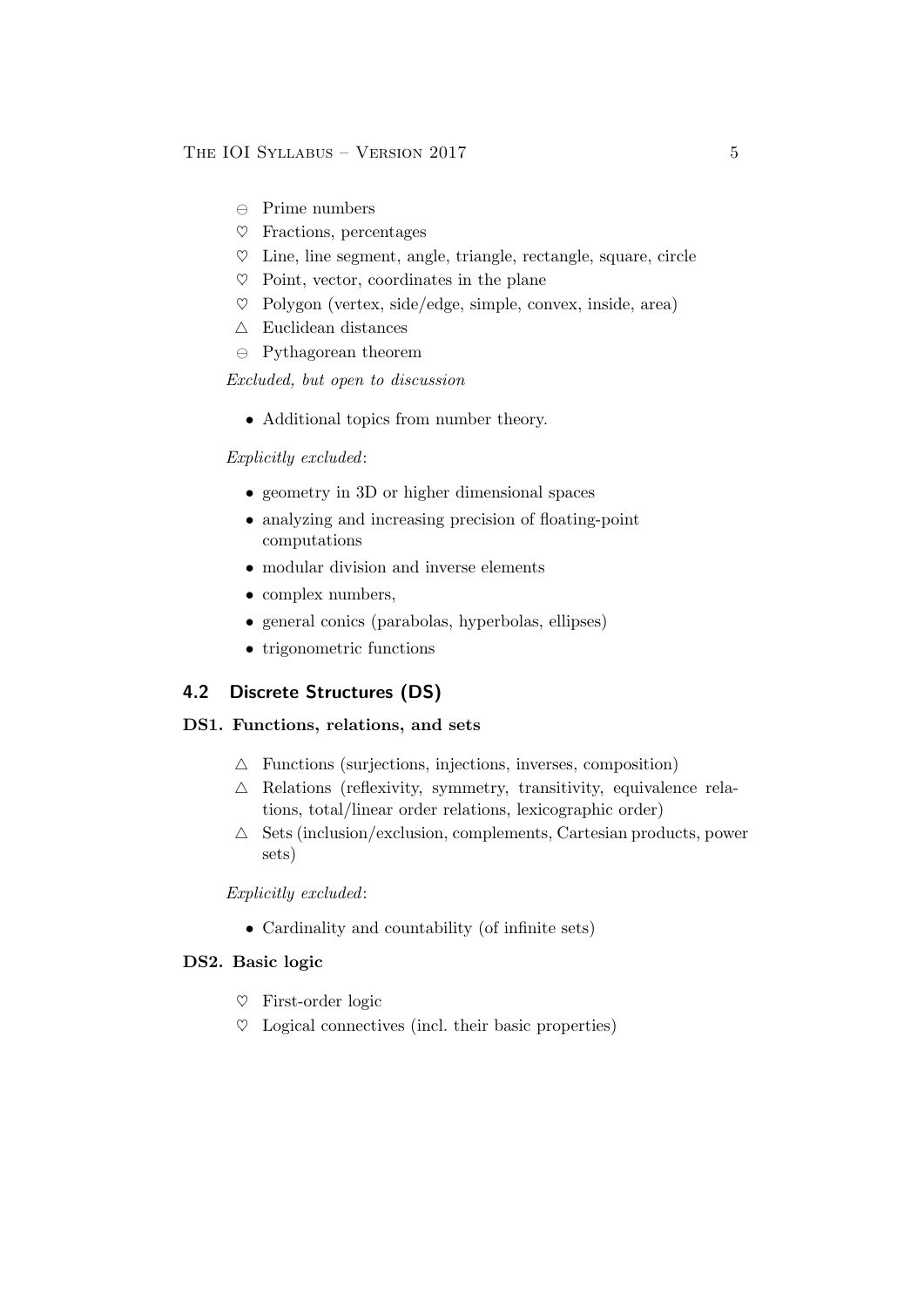- ⊖ Prime numbers
- ♡ Fractions, percentages
- ♡ Line, line segment, angle, triangle, rectangle, square, circle
- ♡ Point, vector, coordinates in the plane
- ♡ Polygon (vertex, side/edge, simple, convex, inside, area)
- △ Euclidean distances
- ⊖ Pythagorean theorem

*Excluded, but open to discussion*

- Additional topics from number theory.

*Explicitly excluded*:

- geometry in 3D or higher dimensional spaces
- analyzing and increasing precision of floating-point computations
- modular division and inverse elements
- complex numbers,
- general conics (parabolas, hyperbolas, ellipses)
- trigonometric functions

## 4.2 Discrete Structures (DS)

### DS1. Functions, relations, and sets

- △ Functions (surjections, injections, inverses, composition)
- △ Relations (reflexivity, symmetry, transitivity, equivalence relations, total/linear order relations, lexicographic order)
- △ Sets (inclusion/exclusion, complements, Cartesian products, power sets)

*Explicitly excluded*:

- Cardinality and countability (of infinite sets)

### DS2. Basic logic

- ♡ First-order logic
- ♡ Logical connectives (incl. their basic properties)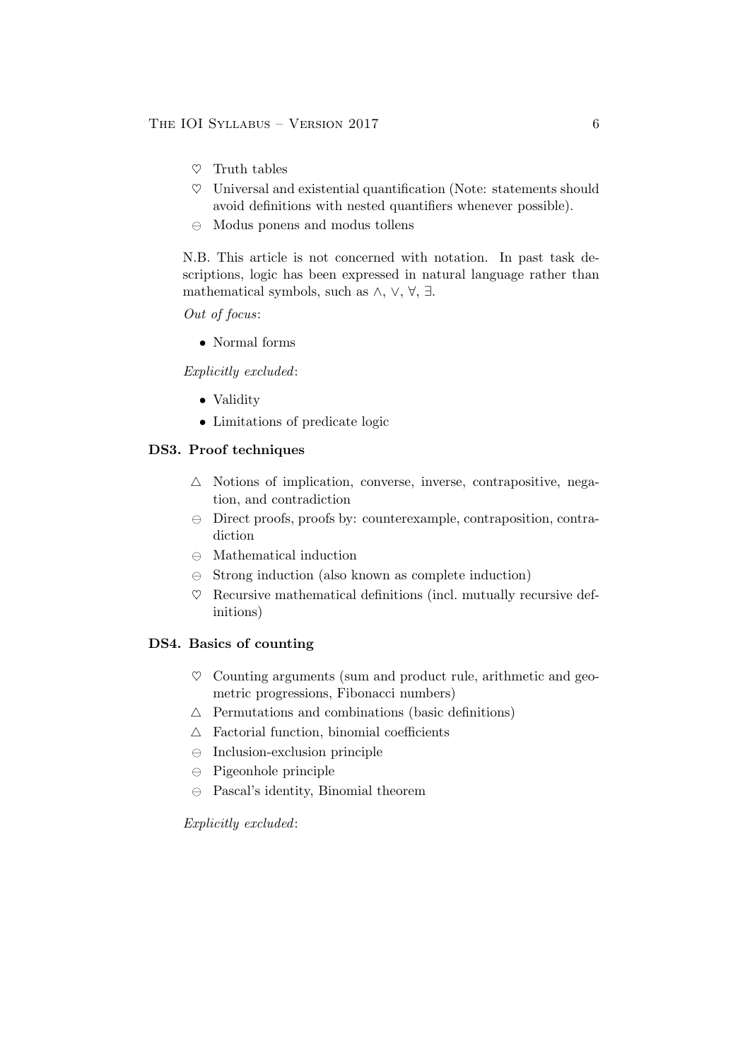- ♡ Truth tables
- ♡ Universal and existential quantification (Note: statements should avoid definitions with nested quantifiers whenever possible).
- ⊖ Modus ponens and modus tollens

N.B. This article is not concerned with notation. In past task descriptions, logic has been expressed in natural language rather than mathematical symbols, such as $\wedge$, $\vee$, $\forall$, $\exists$.

*Out of focus*:

- Normal forms

*Explicitly excluded*:

- Validity
- Limitations of predicate logic

### DS3. Proof techniques

- △ Notions of implication, converse, inverse, contrapositive, negation, and contradiction
- ⊖ Direct proofs, proofs by: counterexample, contraposition, contradiction
- ⊖ Mathematical induction
- ⊖ Strong induction (also known as complete induction)
- ♡ Recursive mathematical definitions (incl. mutually recursive definitions)

### DS4. Basics of counting

- ♡ Counting arguments (sum and product rule, arithmetic and geometric progressions, Fibonacci numbers)
- △ Permutations and combinations (basic definitions)
- △ Factorial function, binomial coefficients
- ⊖ Inclusion-exclusion principle
- ⊖ Pigeonhole principle
- ⊖ Pascal's identity, Binomial theorem

*Explicitly excluded*: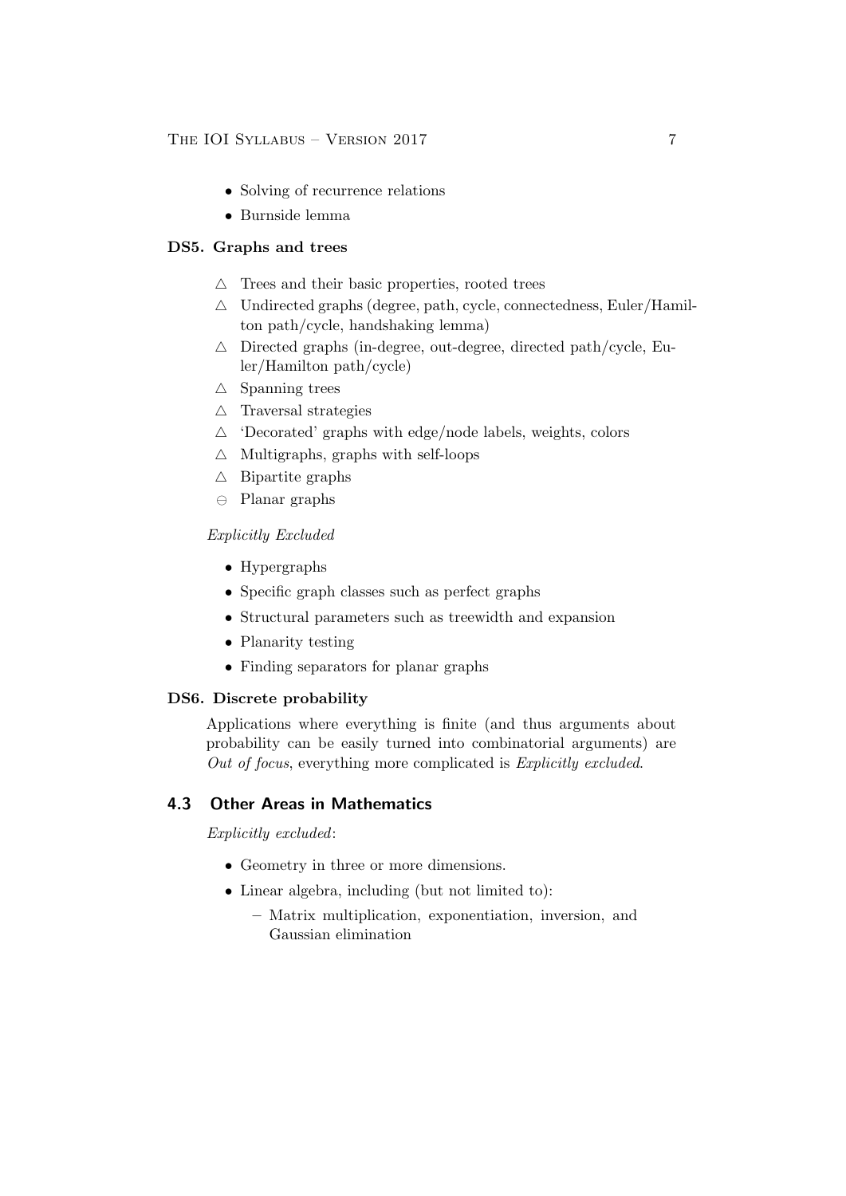- Solving of recurrence relations
- Burnside lemma

**DS5. Graphs and trees**

- △ Trees and their basic properties, rooted trees
- △ Undirected graphs (degree, path, cycle, connectedness, Euler/Hamilton path/cycle, handshaking lemma)
- △ Directed graphs (in-degree, out-degree, directed path/cycle, Euler/Hamilton path/cycle)
- △ Spanning trees
- △ Traversal strategies
- △ 'Decorated' graphs with edge/node labels, weights, colors
- △ Multigraphs, graphs with self-loops
- △ Bipartite graphs
- ⊖ Planar graphs

*Explicitly Excluded*

- Hypergraphs
- Specific graph classes such as perfect graphs
- Structural parameters such as treewidth and expansion
- Planarity testing
- Finding separators for planar graphs

**DS6. Discrete probability**

Applications where everything is finite (and thus arguments about probability can be easily turned into combinatorial arguments) are *Out of focus*, everything more complicated is *Explicitly excluded*.

## 4.3 Other Areas in Mathematics

*Explicitly excluded*:

- Geometry in three or more dimensions.
- Linear algebra, including (but not limited to):
  - Matrix multiplication, exponentiation, inversion, and Gaussian elimination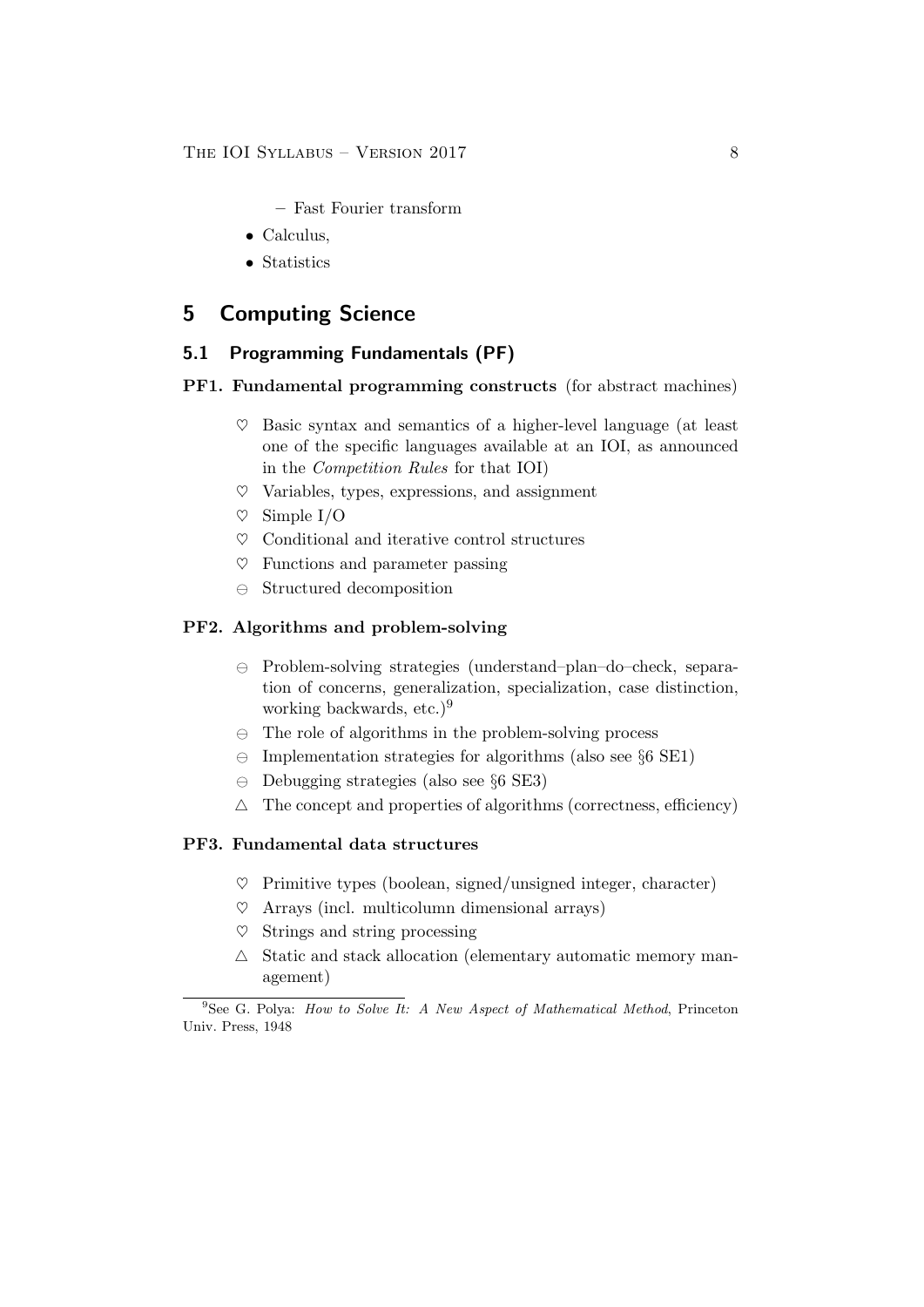- Fast Fourier transform
- Calculus,
- Statistics

# 5 Computing Science

## 5.1 Programming Fundamentals (PF)

**PF1. Fundamental programming constructs** (for abstract machines)

- ♡ Basic syntax and semantics of a higher-level language (at least one of the specific languages available at an IOI, as announced in the *Competition Rules* for that IOI)
- ♡ Variables, types, expressions, and assignment
- ♡ Simple I/O
- ♡ Conditional and iterative control structures
- ♡ Functions and parameter passing
- ⊖ Structured decomposition

**PF2. Algorithms and problem-solving**

- ⊖ Problem-solving strategies (understand–plan–do–check, separation of concerns, generalization, specialization, case distinction, working backwards, etc.)[9]
- ⊖ The role of algorithms in the problem-solving process
- ⊖ Implementation strategies for algorithms (also see §6 SE1)
- ⊖ Debugging strategies (also see §6 SE3)
- △ The concept and properties of algorithms (correctness, efficiency)

**PF3. Fundamental data structures**

- ♡ Primitive types (boolean, signed/unsigned integer, character)
- ♡ Arrays (incl. multicolumn dimensional arrays)
- ♡ Strings and string processing
- △ Static and stack allocation (elementary automatic memory management)

---

[9] See G. Polya: *How to Solve It: A New Aspect of Mathematical Method*, Princeton Univ. Press, 1948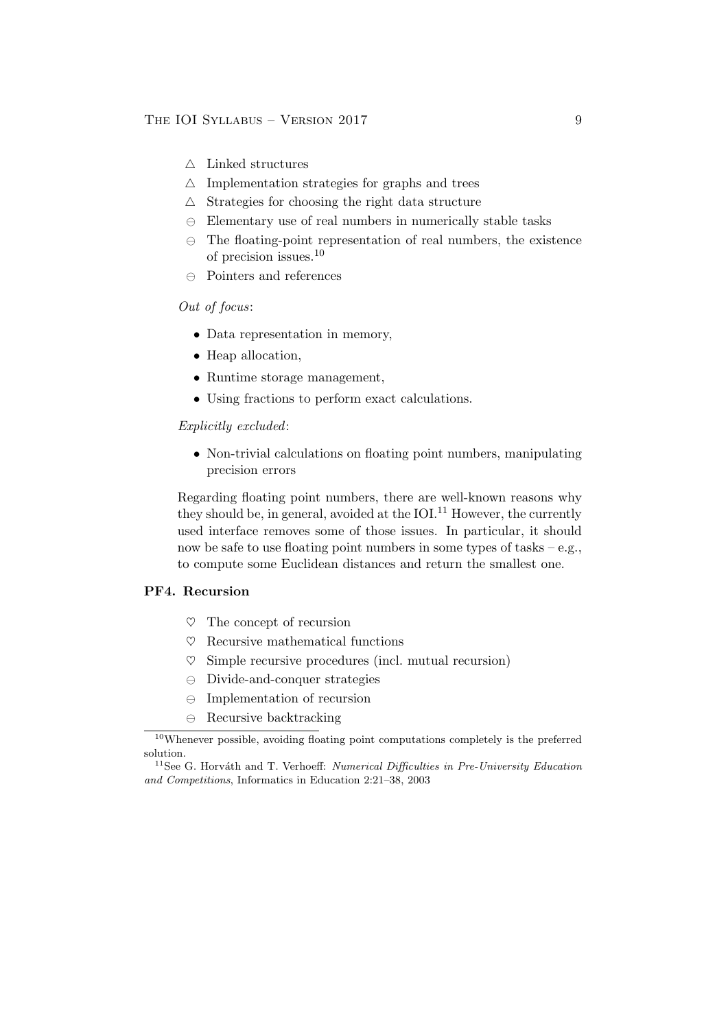- △ Linked structures
- △ Implementation strategies for graphs and trees
- △ Strategies for choosing the right data structure
- ⊖ Elementary use of real numbers in numerically stable tasks
- ⊖ The floating-point representation of real numbers, the existence of precision issues.[10]
- ⊖ Pointers and references

*Out of focus*:

- Data representation in memory,
- Heap allocation,
- Runtime storage management,
- Using fractions to perform exact calculations.

*Explicitly excluded*:

- Non-trivial calculations on floating point numbers, manipulating precision errors

Regarding floating point numbers, there are well-known reasons why they should be, in general, avoided at the IOI.[11] However, the currently used interface removes some of those issues. In particular, it should now be safe to use floating point numbers in some types of tasks – e.g., to compute some Euclidean distances and return the smallest one.

### PF4. Recursion

- ♡ The concept of recursion
- ♡ Recursive mathematical functions
- ♡ Simple recursive procedures (incl. mutual recursion)
- ⊖ Divide-and-conquer strategies
- ⊖ Implementation of recursion
- ⊖ Recursive backtracking

---

[10] Whenever possible, avoiding floating point computations completely is the preferred solution.

[11] See G. Horváth and T. Verhoeff: *Numerical Difficulties in Pre-University Education and Competitions*, Informatics in Education 2:21–38, 2003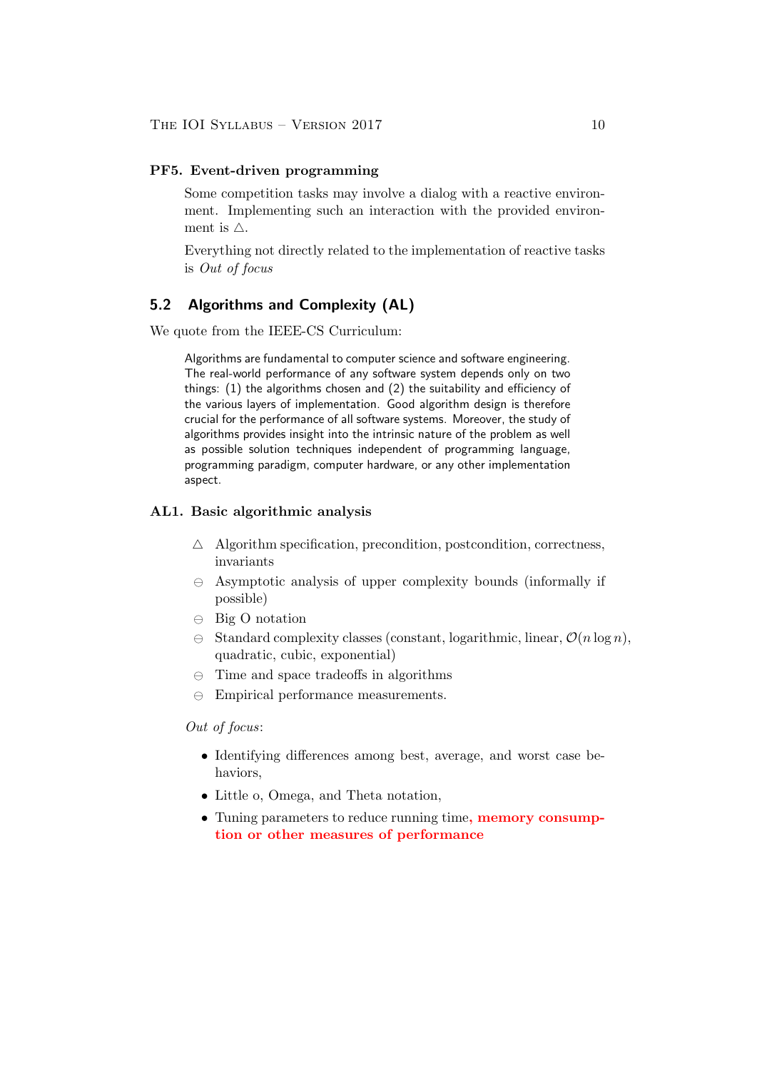**PF5. Event-driven programming**

> Some competition tasks may involve a dialog with a reactive environment. Implementing such an interaction with the provided environment is △.
>
> Everything not directly related to the implementation of reactive tasks is *Out of focus*

## 5.2 Algorithms and Complexity (AL)

We quote from the IEEE-CS Curriculum:

> Algorithms are fundamental to computer science and software engineering. The real-world performance of any software system depends only on two things: (1) the algorithms chosen and (2) the suitability and efficiency of the various layers of implementation. Good algorithm design is therefore crucial for the performance of all software systems. Moreover, the study of algorithms provides insight into the intrinsic nature of the problem as well as possible solution techniques independent of programming language, programming paradigm, computer hardware, or any other implementation aspect.

**AL1. Basic algorithmic analysis**

- △ Algorithm specification, precondition, postcondition, correctness, invariants
- ⊖ Asymptotic analysis of upper complexity bounds (informally if possible)
- ⊖ Big O notation
- ⊖ Standard complexity classes (constant, logarithmic, linear, $\mathcal{O}(n \log n)$, quadratic, cubic, exponential)
- ⊖ Time and space tradeoffs in algorithms
- ⊖ Empirical performance measurements.

*Out of focus*:

- Identifying differences among best, average, and worst case behaviors,
- Little o, Omega, and Theta notation,
- Tuning parameters to reduce running time**, memory consumption or other measures of performance**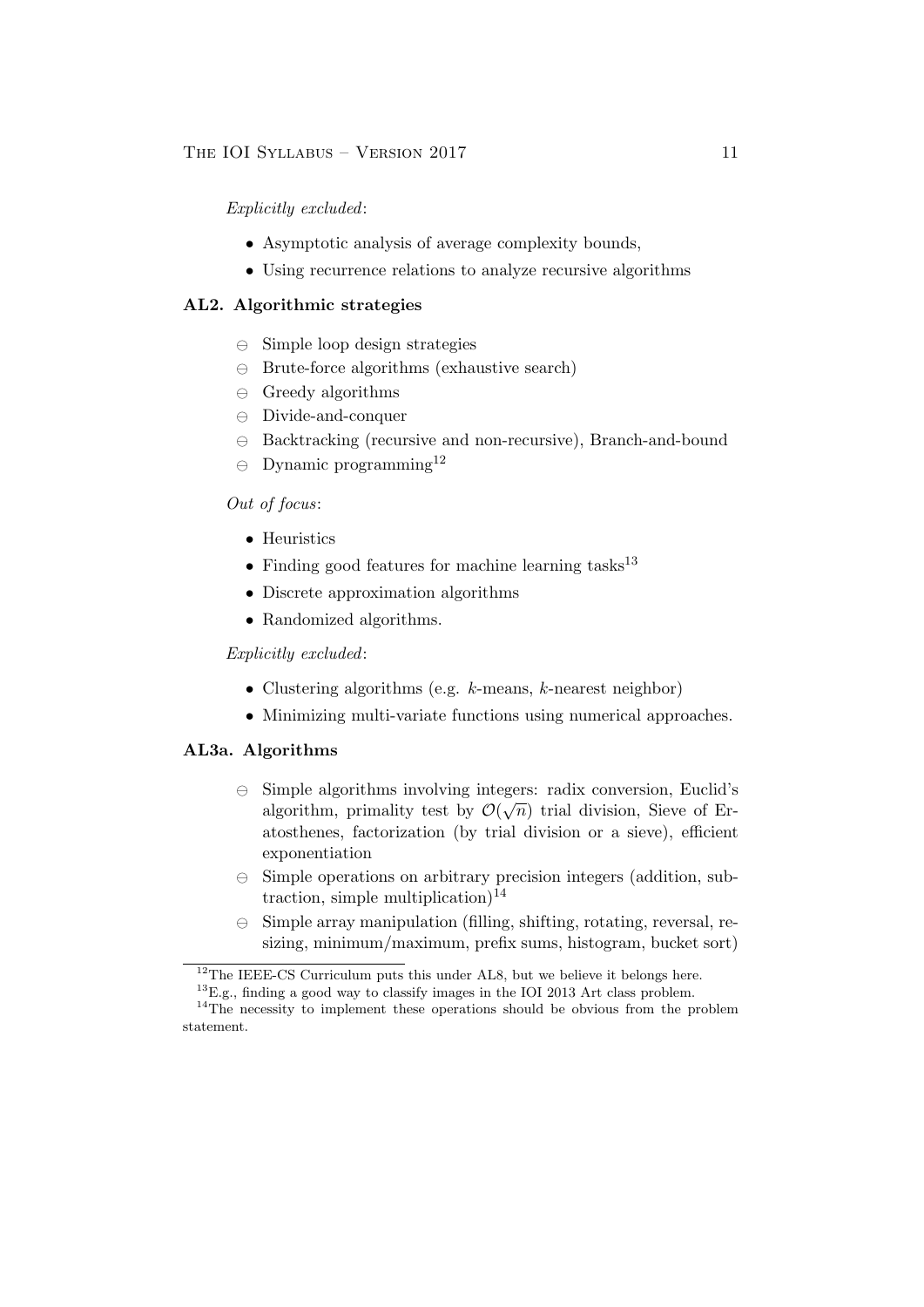*Explicitly excluded*:

- Asymptotic analysis of average complexity bounds,
- Using recurrence relations to analyze recursive algorithms

### AL2. Algorithmic strategies

- ⊖ Simple loop design strategies
- ⊖ Brute-force algorithms (exhaustive search)
- ⊖ Greedy algorithms
- ⊖ Divide-and-conquer
- ⊖ Backtracking (recursive and non-recursive), Branch-and-bound
- ⊖ Dynamic programming[12]

*Out of focus*:

- Heuristics
- Finding good features for machine learning tasks[13]
- Discrete approximation algorithms
- Randomized algorithms.

*Explicitly excluded*:

- Clustering algorithms (e.g. $k$-means, $k$-nearest neighbor)
- Minimizing multi-variate functions using numerical approaches.

### AL3a. Algorithms

- ⊖ Simple algorithms involving integers: radix conversion, Euclid's algorithm, primality test by $\mathcal{O}(\sqrt{n})$ trial division, Sieve of Eratosthenes, factorization (by trial division or a sieve), efficient exponentiation
- ⊖ Simple operations on arbitrary precision integers (addition, subtraction, simple multiplication)[14]
- ⊖ Simple array manipulation (filling, shifting, rotating, reversal, resizing, minimum/maximum, prefix sums, histogram, bucket sort)

---

[12] The IEEE-CS Curriculum puts this under AL8, but we believe it belongs here.

[13] E.g., finding a good way to classify images in the IOI 2013 Art class problem.

[14] The necessity to implement these operations should be obvious from the problem statement.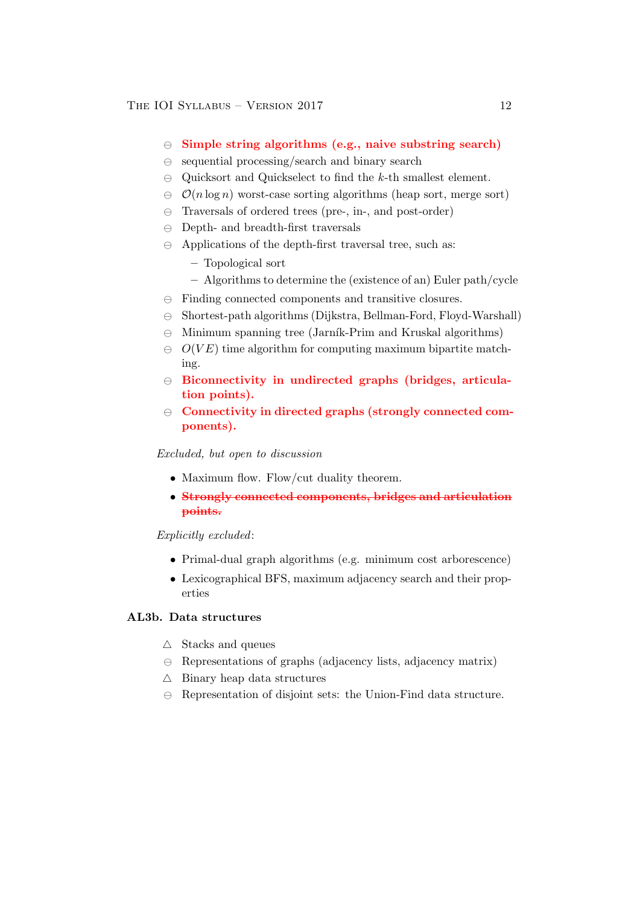- ⊖ **Simple string algorithms (e.g., naive substring search)**
- ⊖ sequential processing/search and binary search
- ⊖ Quicksort and Quickselect to find the $k$-th smallest element.
- ⊖ $\mathcal{O}(n \log n)$ worst-case sorting algorithms (heap sort, merge sort)
- ⊖ Traversals of ordered trees (pre-, in-, and post-order)
- ⊖ Depth- and breadth-first traversals
- ⊖ Applications of the depth-first traversal tree, such as:
  - Topological sort
  - Algorithms to determine the (existence of an) Euler path/cycle
- ⊖ Finding connected components and transitive closures.
- ⊖ Shortest-path algorithms (Dijkstra, Bellman-Ford, Floyd-Warshall)
- ⊖ Minimum spanning tree (Jarník-Prim and Kruskal algorithms)
- ⊖ $O(VE)$ time algorithm for computing maximum bipartite matching.
- ⊖ **Biconnectivity in undirected graphs (bridges, articulation points).**
- ⊖ **Connectivity in directed graphs (strongly connected components).**

*Excluded, but open to discussion*

- Maximum flow. Flow/cut duality theorem.
- ~~**Strongly connected components, bridges and articulation points.**~~

*Explicitly excluded*:

- Primal-dual graph algorithms (e.g. minimum cost arborescence)
- Lexicographical BFS, maximum adjacency search and their properties

### AL3b. Data structures

- △ Stacks and queues
- ⊖ Representations of graphs (adjacency lists, adjacency matrix)
- △ Binary heap data structures
- ⊖ Representation of disjoint sets: the Union-Find data structure.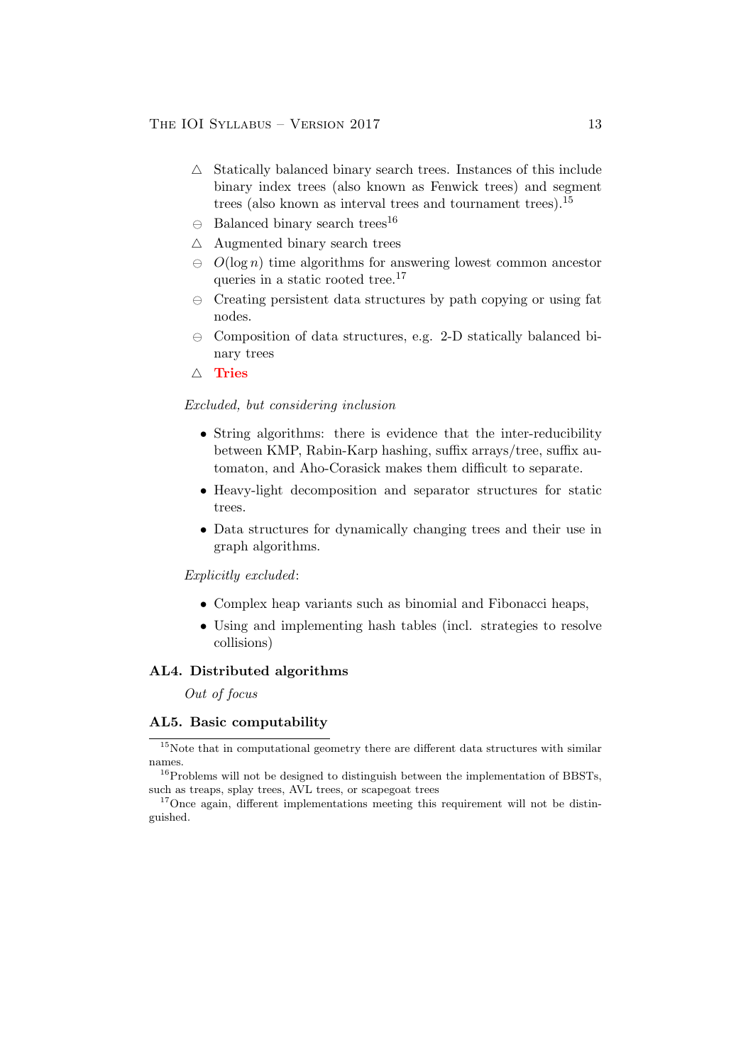- △ Statically balanced binary search trees. Instances of this include binary index trees (also known as Fenwick trees) and segment trees (also known as interval trees and tournament trees).[15]
- ⊖ Balanced binary search trees[16]
- △ Augmented binary search trees
- ⊖ $O(\log n)$ time algorithms for answering lowest common ancestor queries in a static rooted tree.[17]
- ⊖ Creating persistent data structures by path copying or using fat nodes.
- ⊖ Composition of data structures, e.g. 2-D statically balanced binary trees
- △ **Tries**

*Excluded, but considering inclusion*

- String algorithms: there is evidence that the inter-reducibility between KMP, Rabin-Karp hashing, suffix arrays/tree, suffix automaton, and Aho-Corasick makes them difficult to separate.
- Heavy-light decomposition and separator structures for static trees.
- Data structures for dynamically changing trees and their use in graph algorithms.

*Explicitly excluded*:

- Complex heap variants such as binomial and Fibonacci heaps,
- Using and implementing hash tables (incl. strategies to resolve collisions)

### AL4. Distributed algorithms

*Out of focus*

### AL5. Basic computability

---

[15] Note that in computational geometry there are different data structures with similar names.

[16] Problems will not be designed to distinguish between the implementation of BBSTs, such as treaps, splay trees, AVL trees, or scapegoat trees

[17] Once again, different implementations meeting this requirement will not be distinguished.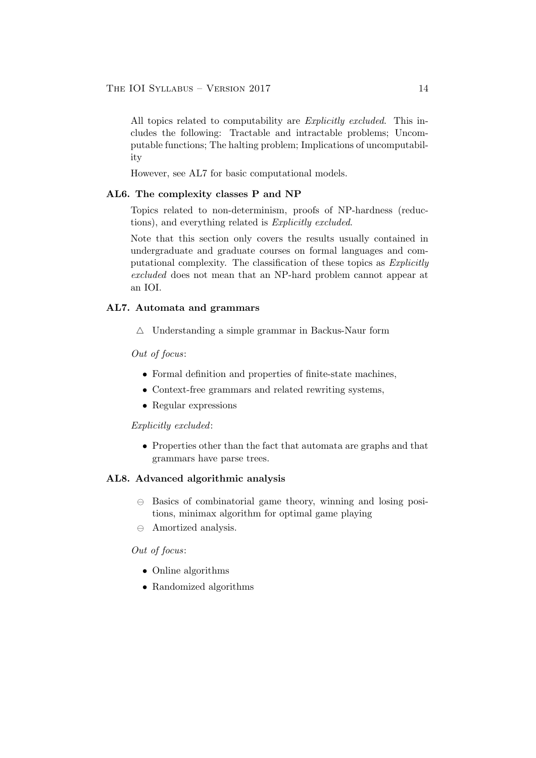All topics related to computability are *Explicitly excluded*. This includes the following: Tractable and intractable problems; Uncomputable functions; The halting problem; Implications of uncomputability

However, see AL7 for basic computational models.

### AL6. The complexity classes P and NP

Topics related to non-determinism, proofs of NP-hardness (reductions), and everything related is *Explicitly excluded*.

Note that this section only covers the results usually contained in undergraduate and graduate courses on formal languages and computational complexity. The classification of these topics as *Explicitly excluded* does not mean that an NP-hard problem cannot appear at an IOI.

### AL7. Automata and grammars

- △ Understanding a simple grammar in Backus-Naur form

*Out of focus*:

- Formal definition and properties of finite-state machines,
- Context-free grammars and related rewriting systems,
- Regular expressions

*Explicitly excluded*:

- Properties other than the fact that automata are graphs and that grammars have parse trees.

### AL8. Advanced algorithmic analysis

- ⊖ Basics of combinatorial game theory, winning and losing positions, minimax algorithm for optimal game playing
- ⊖ Amortized analysis.

*Out of focus*:

- Online algorithms
- Randomized algorithms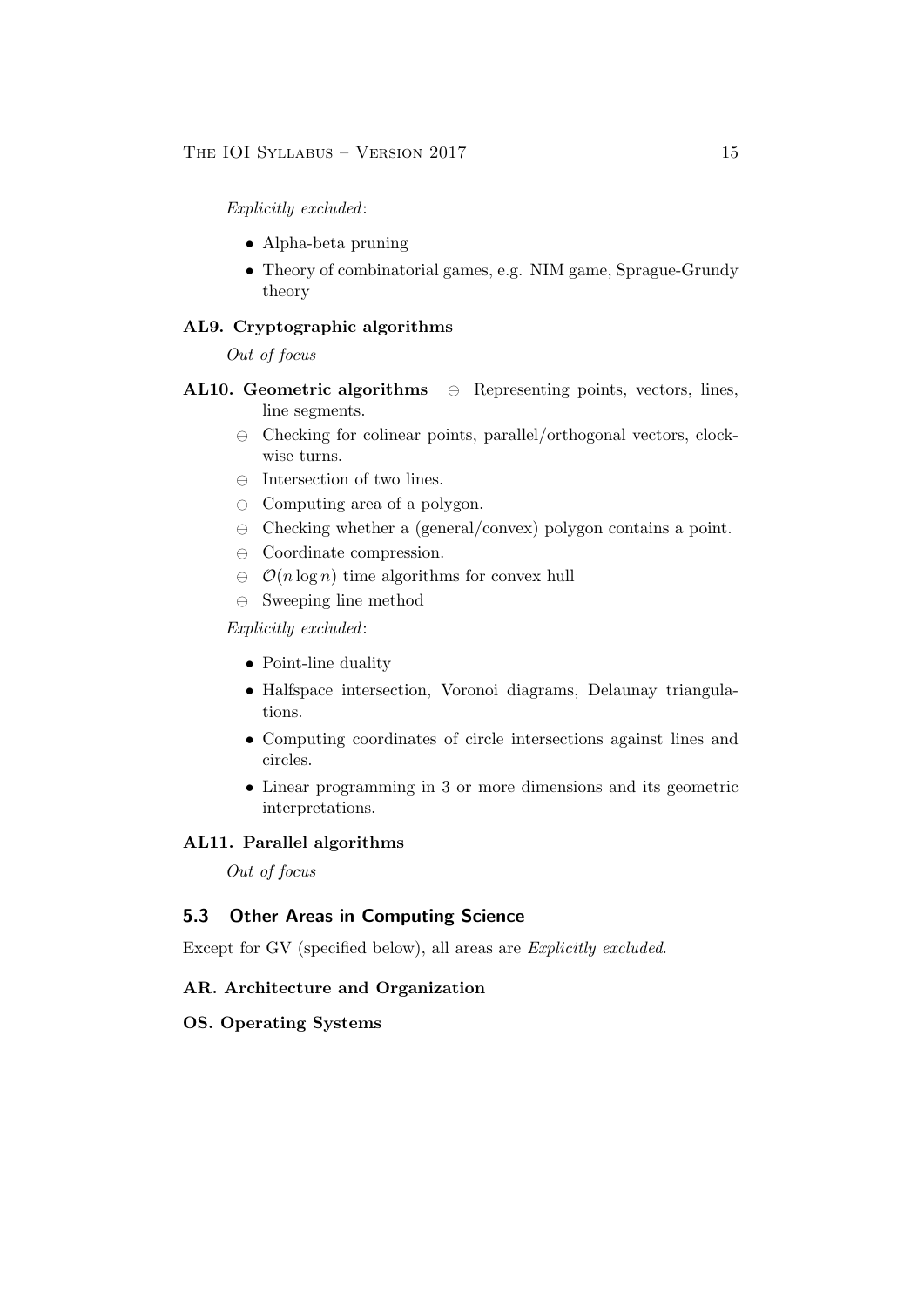*Explicitly excluded*:

- Alpha-beta pruning
- Theory of combinatorial games, e.g. NIM game, Sprague-Grundy theory

**AL9. Cryptographic algorithms**

*Out of focus*

**AL10. Geometric algorithms**

- ⊖ Representing points, vectors, lines, line segments.
- ⊖ Checking for colinear points, parallel/orthogonal vectors, clockwise turns.
- ⊖ Intersection of two lines.
- ⊖ Computing area of a polygon.
- ⊖ Checking whether a (general/convex) polygon contains a point.
- ⊖ Coordinate compression.
- ⊖ $\mathcal{O}(n \log n)$ time algorithms for convex hull
- ⊖ Sweeping line method

*Explicitly excluded*:

- Point-line duality
- Halfspace intersection, Voronoi diagrams, Delaunay triangulations.
- Computing coordinates of circle intersections against lines and circles.
- Linear programming in 3 or more dimensions and its geometric interpretations.

**AL11. Parallel algorithms**

*Out of focus*

## 5.3 Other Areas in Computing Science

Except for GV (specified below), all areas are *Explicitly excluded*.

**AR. Architecture and Organization**

**OS. Operating Systems**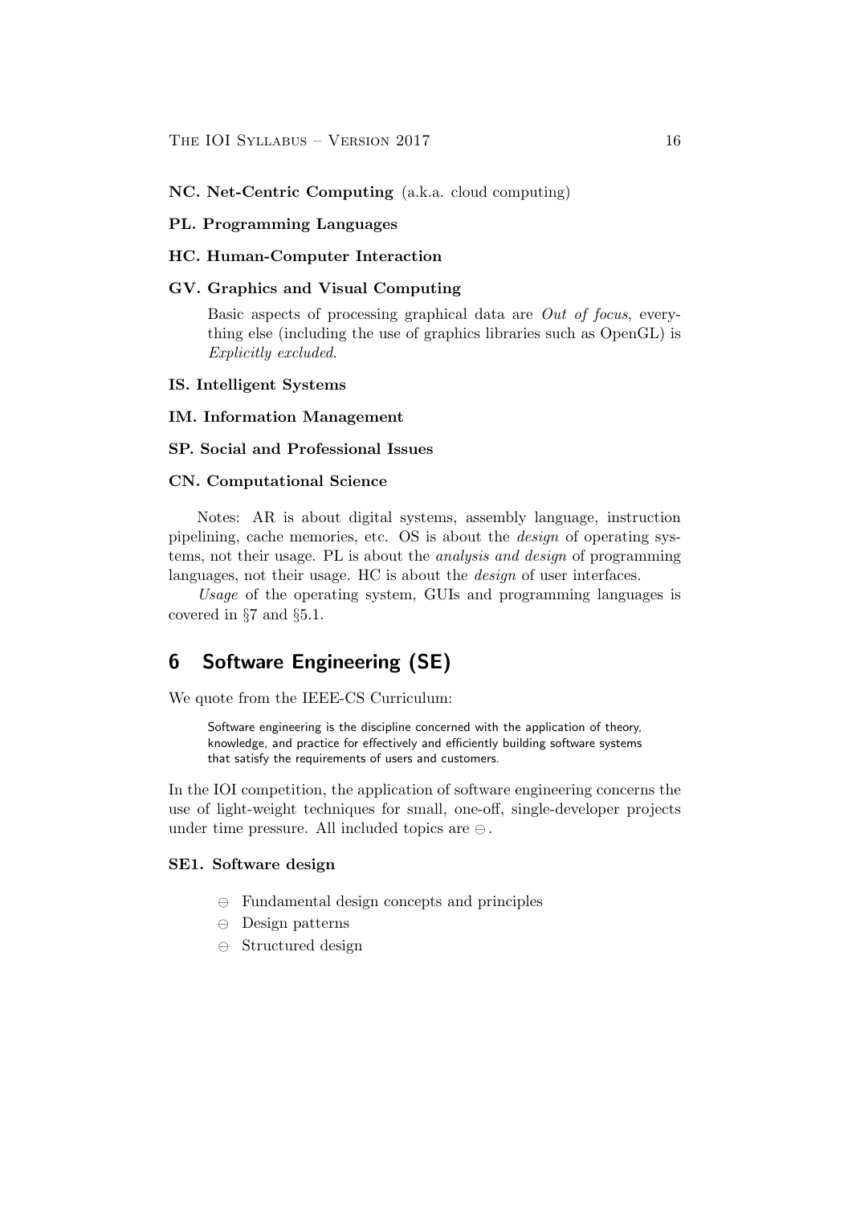**NC. Net-Centric Computing** (a.k.a. cloud computing)

**PL. Programming Languages**

**HC. Human-Computer Interaction**

**GV. Graphics and Visual Computing**

Basic aspects of processing graphical data are *Out of focus*, everything else (including the use of graphics libraries such as OpenGL) is *Explicitly excluded*.

**IS. Intelligent Systems**

**IM. Information Management**

**SP. Social and Professional Issues**

**CN. Computational Science**

Notes: AR is about digital systems, assembly language, instruction pipelining, cache memories, etc. OS is about the *design* of operating systems, not their usage. PL is about the *analysis and design* of programming languages, not their usage. HC is about the *design* of user interfaces.

*Usage* of the operating system, GUIs and programming languages is covered in §7 and §5.1.

## 6 Software Engineering (SE)

We quote from the IEEE-CS Curriculum:

> Software engineering is the discipline concerned with the application of theory, knowledge, and practice for effectively and efficiently building software systems that satisfy the requirements of users and customers.

In the IOI competition, the application of software engineering concerns the use of light-weight techniques for small, one-off, single-developer projects under time pressure. All included topics are ⊖.

**SE1. Software design**

- ⊖ Fundamental design concepts and principles
- ⊖ Design patterns
- ⊖ Structured design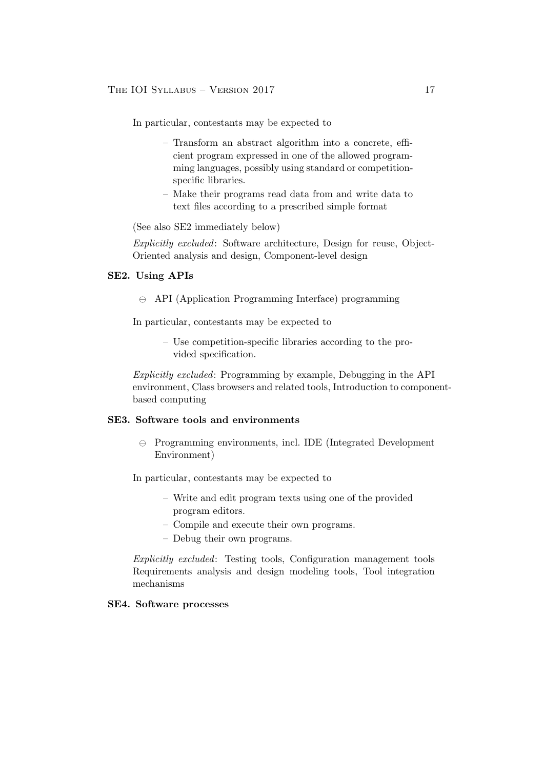In particular, contestants may be expected to

- Transform an abstract algorithm into a concrete, efficient program expressed in one of the allowed programming languages, possibly using standard or competition-specific libraries.
- Make their programs read data from and write data to text files according to a prescribed simple format

(See also SE2 immediately below)

*Explicitly excluded*: Software architecture, Design for reuse, Object-Oriented analysis and design, Component-level design

### SE2. Using APIs

⊖ API (Application Programming Interface) programming

In particular, contestants may be expected to

- Use competition-specific libraries according to the provided specification.

*Explicitly excluded*: Programming by example, Debugging in the API environment, Class browsers and related tools, Introduction to component-based computing

### SE3. Software tools and environments

⊖ Programming environments, incl. IDE (Integrated Development Environment)

In particular, contestants may be expected to

- Write and edit program texts using one of the provided program editors.
- Compile and execute their own programs.
- Debug their own programs.

*Explicitly excluded*: Testing tools, Configuration management tools Requirements analysis and design modeling tools, Tool integration mechanisms

### SE4. Software processes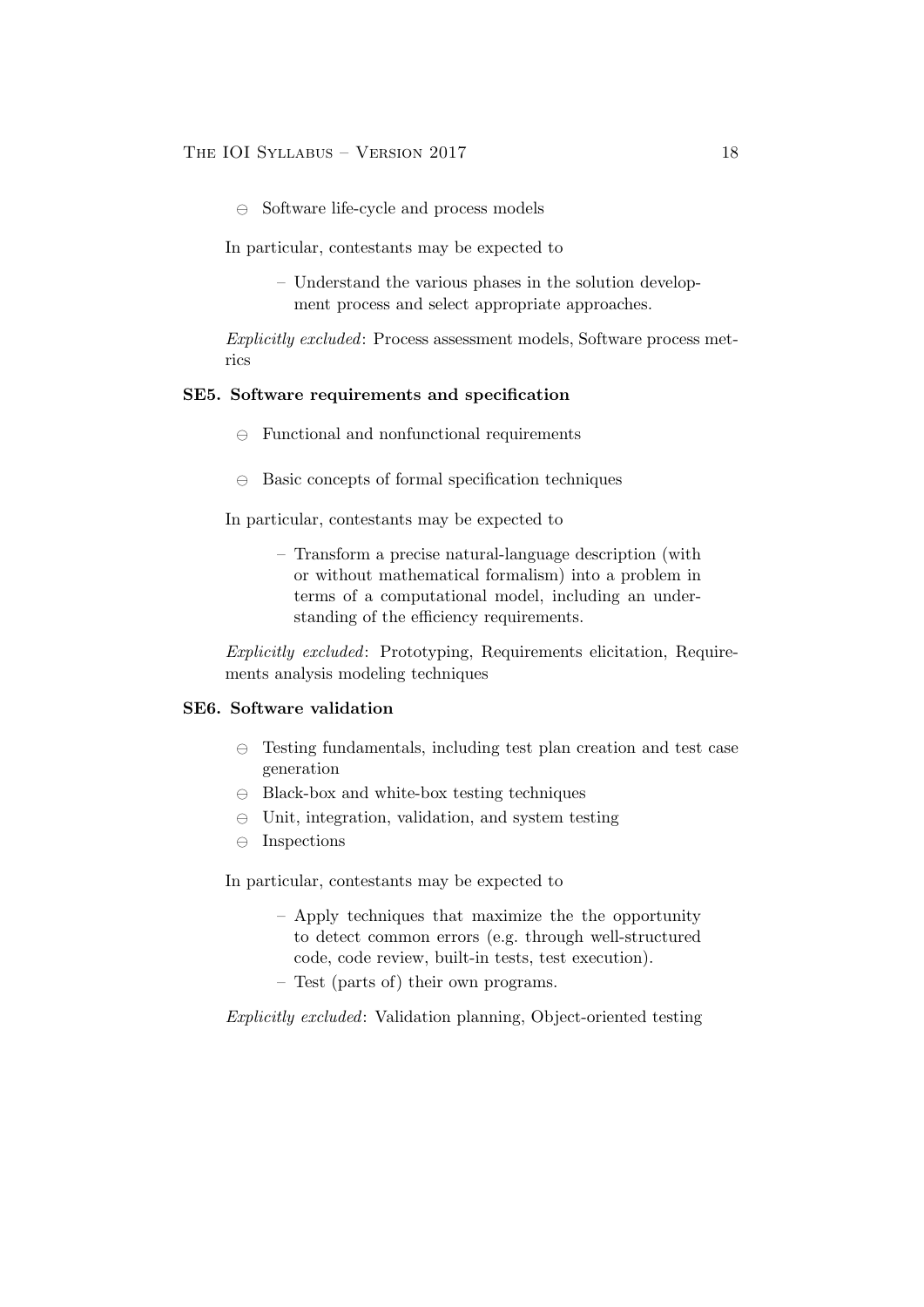- ⊖ Software life-cycle and process models

In particular, contestants may be expected to

- Understand the various phases in the solution development process and select appropriate approaches.

*Explicitly excluded*: Process assessment models, Software process metrics

### SE5. Software requirements and specification

- ⊖ Functional and nonfunctional requirements
- ⊖ Basic concepts of formal specification techniques

In particular, contestants may be expected to

- Transform a precise natural-language description (with or without mathematical formalism) into a problem in terms of a computational model, including an understanding of the efficiency requirements.

*Explicitly excluded*: Prototyping, Requirements elicitation, Requirements analysis modeling techniques

### SE6. Software validation

- ⊖ Testing fundamentals, including test plan creation and test case generation
- ⊖ Black-box and white-box testing techniques
- ⊖ Unit, integration, validation, and system testing
- ⊖ Inspections

In particular, contestants may be expected to

- Apply techniques that maximize the the opportunity to detect common errors (e.g. through well-structured code, code review, built-in tests, test execution).
- Test (parts of) their own programs.

*Explicitly excluded*: Validation planning, Object-oriented testing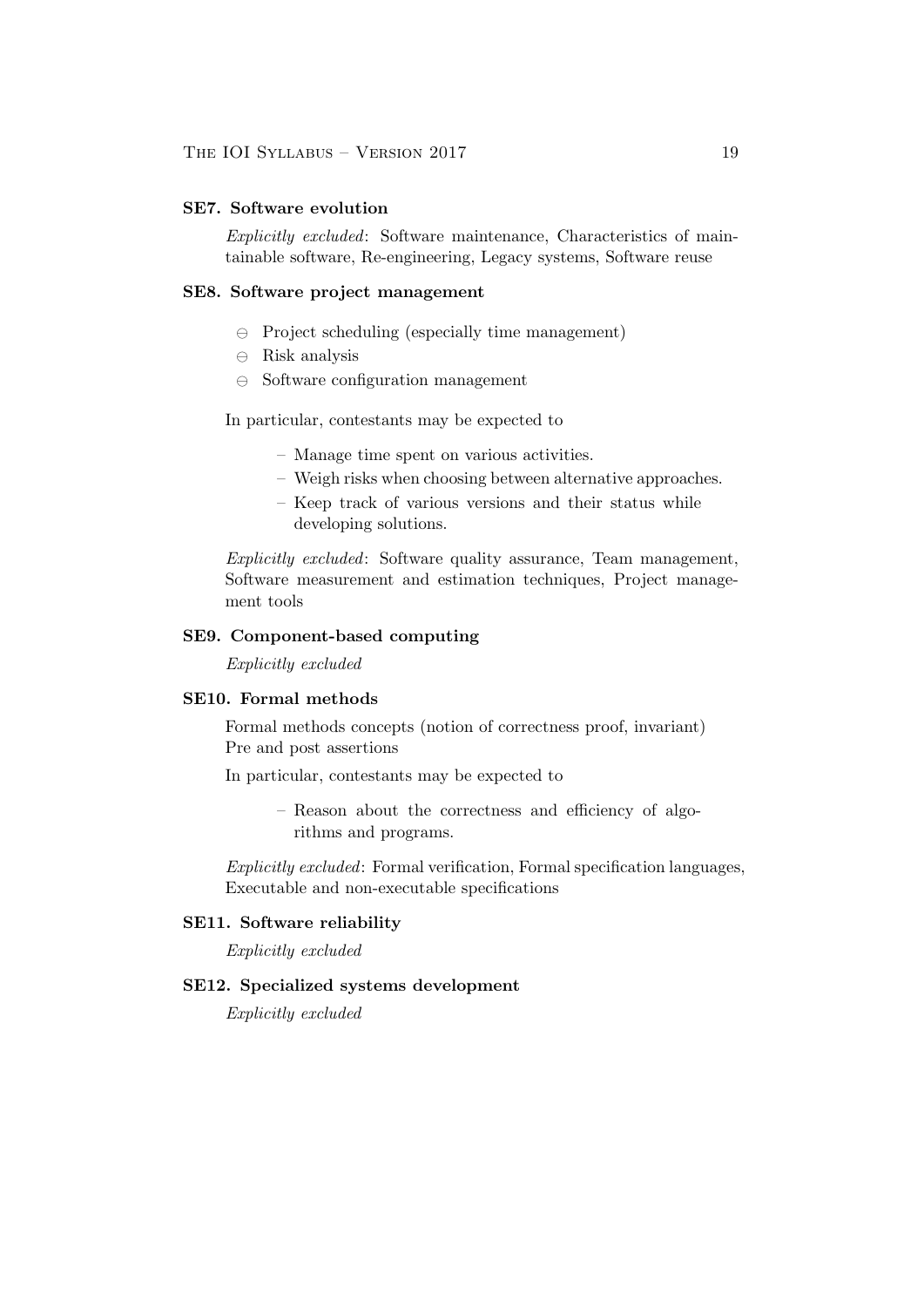### SE7. Software evolution

*Explicitly excluded*: Software maintenance, Characteristics of maintainable software, Re-engineering, Legacy systems, Software reuse

### SE8. Software project management

- ⊖ Project scheduling (especially time management)
- ⊖ Risk analysis
- ⊖ Software configuration management

In particular, contestants may be expected to

- Manage time spent on various activities.
- Weigh risks when choosing between alternative approaches.
- Keep track of various versions and their status while developing solutions.

*Explicitly excluded*: Software quality assurance, Team management, Software measurement and estimation techniques, Project management tools

### SE9. Component-based computing

*Explicitly excluded*

### SE10. Formal methods

Formal methods concepts (notion of correctness proof, invariant)
Pre and post assertions

In particular, contestants may be expected to

- Reason about the correctness and efficiency of algorithms and programs.

*Explicitly excluded*: Formal verification, Formal specification languages, Executable and non-executable specifications

### SE11. Software reliability

*Explicitly excluded*

### SE12. Specialized systems development

*Explicitly excluded*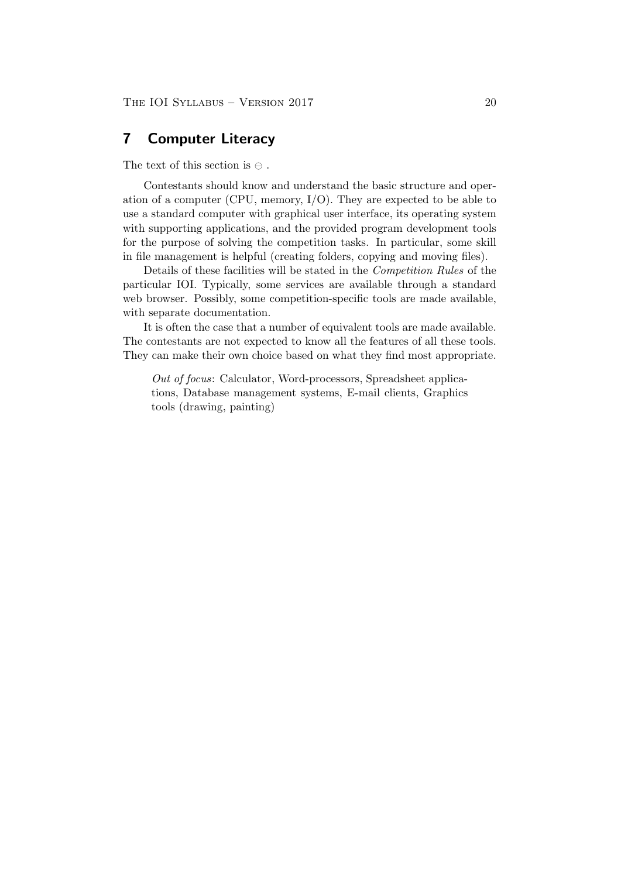## 7 Computer Literacy

The text of this section is ⊖ .

Contestants should know and understand the basic structure and operation of a computer (CPU, memory, I/O). They are expected to be able to use a standard computer with graphical user interface, its operating system with supporting applications, and the provided program development tools for the purpose of solving the competition tasks. In particular, some skill in file management is helpful (creating folders, copying and moving files).

Details of these facilities will be stated in the *Competition Rules* of the particular IOI. Typically, some services are available through a standard web browser. Possibly, some competition-specific tools are made available, with separate documentation.

It is often the case that a number of equivalent tools are made available. The contestants are not expected to know all the features of all these tools. They can make their own choice based on what they find most appropriate.

> *Out of focus*: Calculator, Word-processors, Spreadsheet applications, Database management systems, E-mail clients, Graphics tools (drawing, painting)